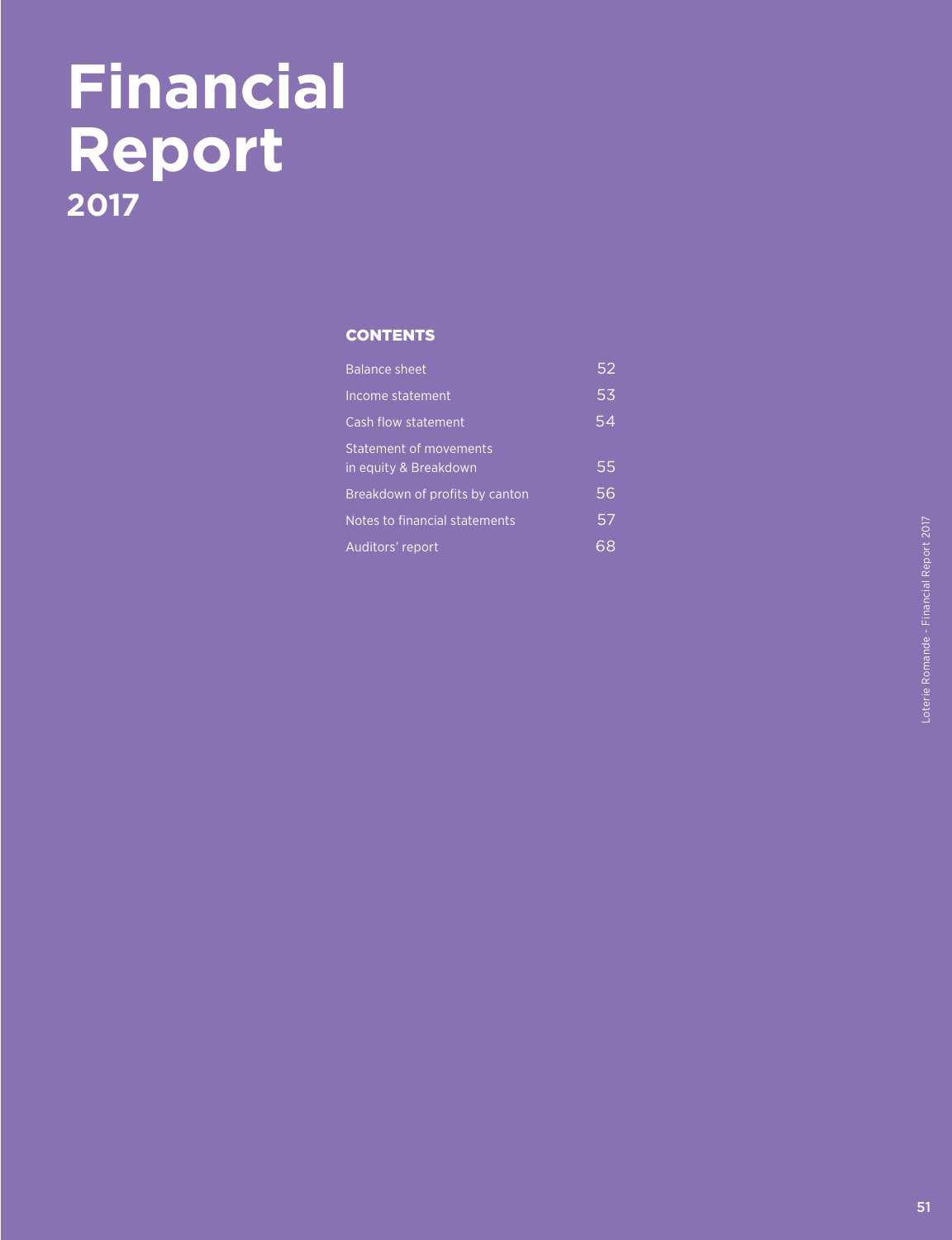# Financial Report
## 2017

### CONTENTS

| | |
|---|---|
| Balance sheet | 52 |
| Income statement | 53 |
| Cash flow statement | 54 |
| Statement of movements in equity & Breakdown | 55 |
| Breakdown of profits by canton | 56 |
| Notes to financial statements | 57 |
| Auditors' report | 68 |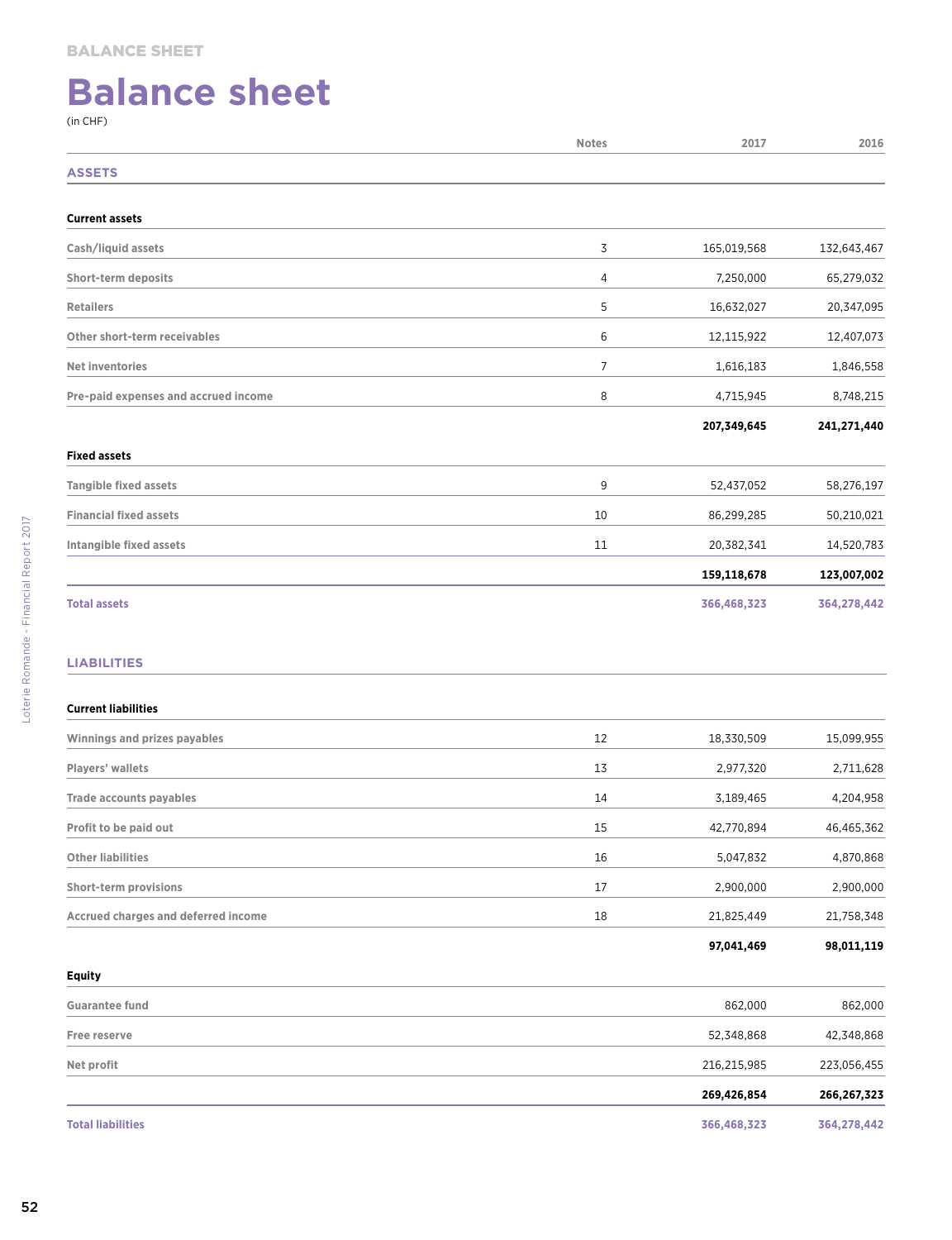# Balance sheet

(in CHF)

| | Notes | 2017 | 2016 |
|---|---|---|---|
| **ASSETS** | | | |
| **Current assets** | | | |
| Cash/liquid assets | 3 | 165,019,568 | 132,643,467 |
| Short-term deposits | 4 | 7,250,000 | 65,279,032 |
| Retailers | 5 | 16,632,027 | 20,347,095 |
| Other short-term receivables | 6 | 12,115,922 | 12,407,073 |
| Net inventories | 7 | 1,616,183 | 1,846,558 |
| Pre-paid expenses and accrued income | 8 | 4,715,945 | 8,748,215 |
| | | **207,349,645** | **241,271,440** |
| **Fixed assets** | | | |
| Tangible fixed assets | 9 | 52,437,052 | 58,276,197 |
| Financial fixed assets | 10 | 86,299,285 | 50,210,021 |
| Intangible fixed assets | 11 | 20,382,341 | 14,520,783 |
| | | **159,118,678** | **123,007,002** |
| **Total assets** | | **366,468,323** | **364,278,442** |
| **LIABILITIES** | | | |
| **Current liabilities** | | | |
| Winnings and prizes payables | 12 | 18,330,509 | 15,099,955 |
| Players' wallets | 13 | 2,977,320 | 2,711,628 |
| Trade accounts payables | 14 | 3,189,465 | 4,204,958 |
| Profit to be paid out | 15 | 42,770,894 | 46,465,362 |
| Other liabilities | 16 | 5,047,832 | 4,870,868 |
| Short-term provisions | 17 | 2,900,000 | 2,900,000 |
| Accrued charges and deferred income | 18 | 21,825,449 | 21,758,348 |
| | | **97,041,469** | **98,011,119** |
| **Equity** | | | |
| Guarantee fund | | 862,000 | 862,000 |
| Free reserve | | 52,348,868 | 42,348,868 |
| Net profit | | 216,215,985 | 223,056,455 |
| | | **269,426,854** | **266,267,323** |
| **Total liabilities** | | **366,468,323** | **364,278,442** |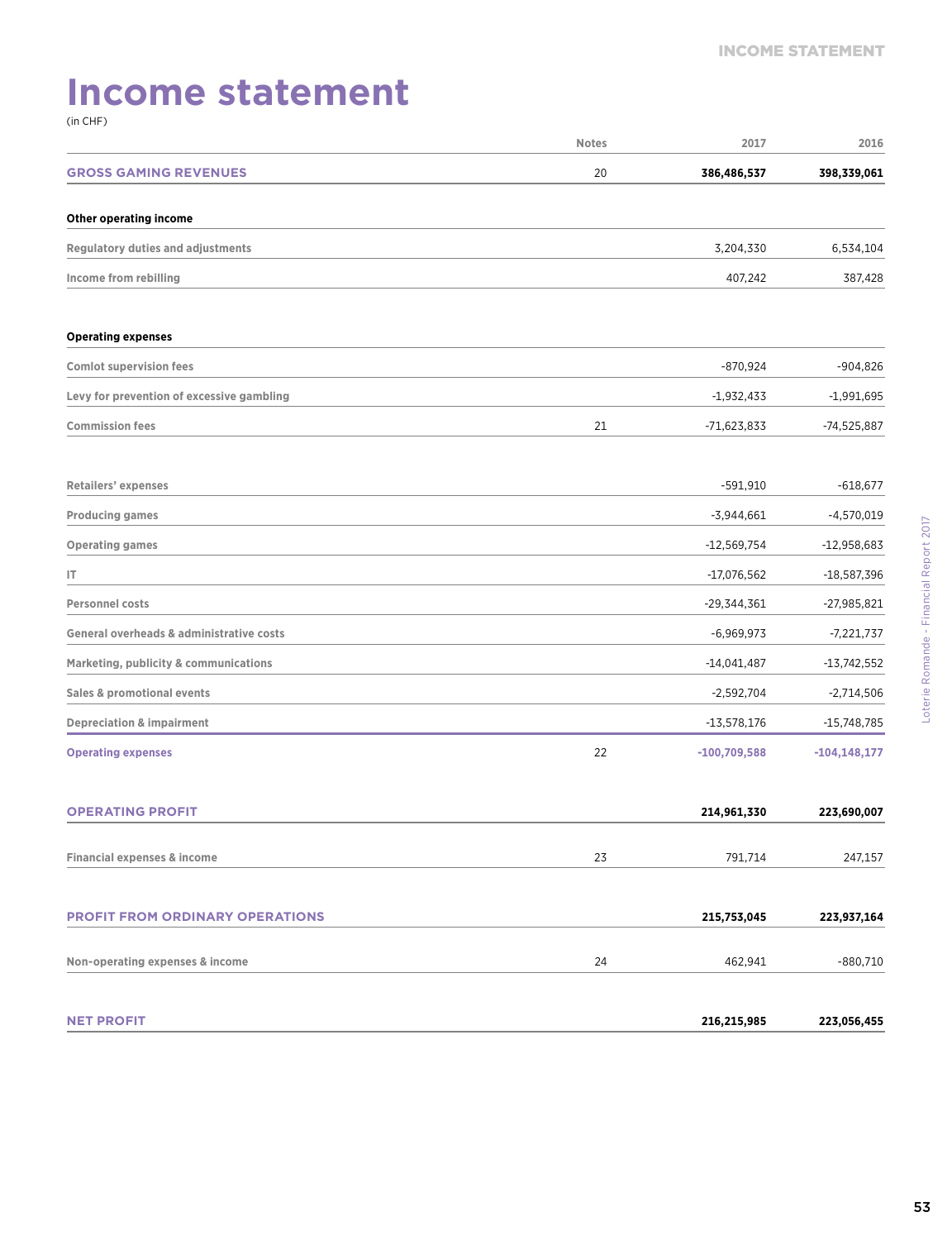# Income statement

(in CHF)

| | Notes | 2017 | 2016 |
|---|---|---|---|
| **GROSS GAMING REVENUES** | 20 | **386,486,537** | **398,339,061** |
| | | | |
| **Other operating income** | | | |
| Regulatory duties and adjustments | | 3,204,330 | 6,534,104 |
| Income from rebilling | | 407,242 | 387,428 |
| | | | |
| **Operating expenses** | | | |
| Comlot supervision fees | | -870,924 | -904,826 |
| Levy for prevention of excessive gambling | | -1,932,433 | -1,991,695 |
| Commission fees | 21 | -71,623,833 | -74,525,887 |
| | | | |
| Retailers' expenses | | -591,910 | -618,677 |
| Producing games | | -3,944,661 | -4,570,019 |
| Operating games | | -12,569,754 | -12,958,683 |
| IT | | -17,076,562 | -18,587,396 |
| Personnel costs | | -29,344,361 | -27,985,821 |
| General overheads & administrative costs | | -6,969,973 | -7,221,737 |
| Marketing, publicity & communications | | -14,041,487 | -13,742,552 |
| Sales & promotional events | | -2,592,704 | -2,714,506 |
| Depreciation & impairment | | -13,578,176 | -15,748,785 |
| **Operating expenses** | 22 | **-100,709,588** | **-104,148,177** |
| | | | |
| **OPERATING PROFIT** | | **214,961,330** | **223,690,007** |
| | | | |
| Financial expenses & income | 23 | 791,714 | 247,157 |
| | | | |
| **PROFIT FROM ORDINARY OPERATIONS** | | **215,753,045** | **223,937,164** |
| | | | |
| Non-operating expenses & income | 24 | 462,941 | -880,710 |
| | | | |
| **NET PROFIT** | | **216,215,985** | **223,056,455** |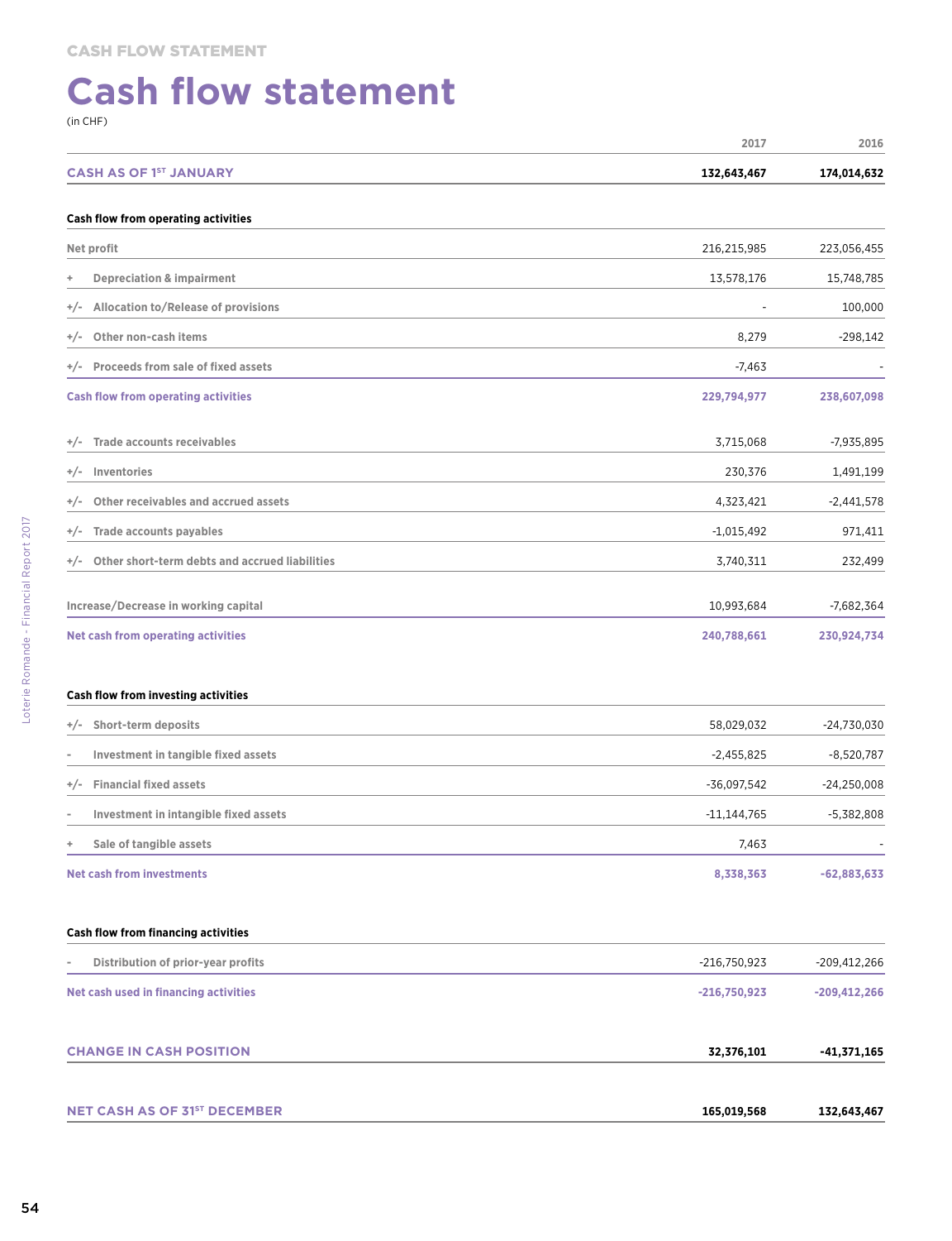# Cash flow statement

(in CHF)

| | 2017 | 2016 |
|---|---|---|
| **CASH AS OF 1ST JANUARY** | **132,643,467** | **174,014,632** |
| | | |
| **Cash flow from operating activities** | | |
| Net profit | 216,215,985 | 223,056,455 |
| + Depreciation & impairment | 13,578,176 | 15,748,785 |
| +/- Allocation to/Release of provisions | - | 100,000 |
| +/- Other non-cash items | 8,279 | -298,142 |
| +/- Proceeds from sale of fixed assets | -7,463 | - |
| **Cash flow from operating activities** | **229,794,977** | **238,607,098** |
| | | |
| +/- Trade accounts receivables | 3,715,068 | -7,935,895 |
| +/- Inventories | 230,376 | 1,491,199 |
| +/- Other receivables and accrued assets | 4,323,421 | -2,441,578 |
| +/- Trade accounts payables | -1,015,492 | 971,411 |
| +/- Other short-term debts and accrued liabilities | 3,740,311 | 232,499 |
| | | |
| Increase/Decrease in working capital | 10,993,684 | -7,682,364 |
| **Net cash from operating activities** | **240,788,661** | **230,924,734** |
| | | |
| **Cash flow from investing activities** | | |
| +/- Short-term deposits | 58,029,032 | -24,730,030 |
| - Investment in tangible fixed assets | -2,455,825 | -8,520,787 |
| +/- Financial fixed assets | -36,097,542 | -24,250,008 |
| - Investment in intangible fixed assets | -11,144,765 | -5,382,808 |
| + Sale of tangible assets | 7,463 | - |
| **Net cash from investments** | **8,338,363** | **-62,883,633** |
| | | |
| **Cash flow from financing activities** | | |
| - Distribution of prior-year profits | -216,750,923 | -209,412,266 |
| **Net cash used in financing activities** | **-216,750,923** | **-209,412,266** |
| | | |
| **CHANGE IN CASH POSITION** | **32,376,101** | **-41,371,165** |
| | | |
| **NET CASH AS OF 31ST DECEMBER** | **165,019,568** | **132,643,467** |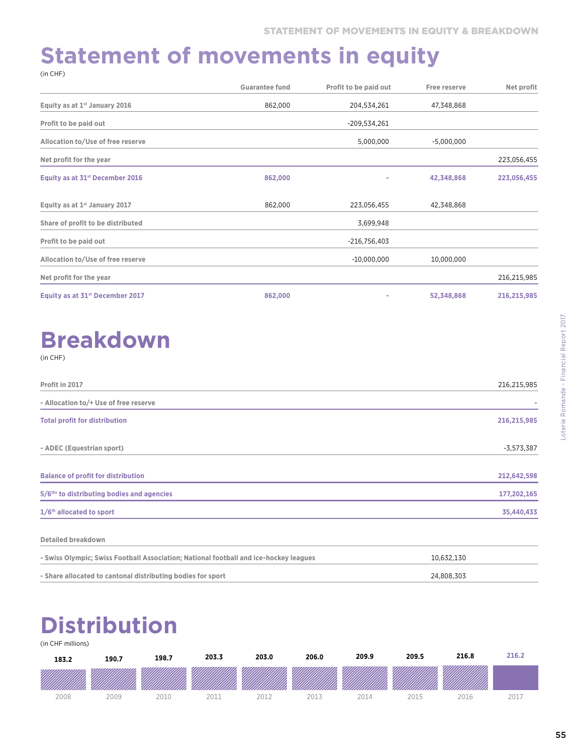# Statement of movements in equity

(in CHF)

| | Guarantee fund | Profit to be paid out | Free reserve | Net profit |
|---|---|---|---|---|
| Equity as at 1st January 2016 | 862,000 | 204,534,261 | 47,348,868 | |
| Profit to be paid out | | -209,534,261 | | |
| Allocation to/Use of free reserve | | 5,000,000 | -5,000,000 | |
| Net profit for the year | | | | 223,056,455 |
| **Equity as at 31st December 2016** | **862,000** | **-** | **42,348,868** | **223,056,455** |
| Equity as at 1st January 2017 | 862,000 | 223,056,455 | 42,348,868 | |
| Share of profit to be distributed | | 3,699,948 | | |
| Profit to be paid out | | -216,756,403 | | |
| Allocation to/Use of free reserve | | -10,000,000 | 10,000,000 | |
| Net profit for the year | | | | 216,215,985 |
| **Equity as at 31st December 2017** | **862,000** | **-** | **52,348,868** | **216,215,985** |

# Breakdown

(in CHF)

| | | |
|---|---|---|
| Profit in 2017 | | 216,215,985 |
| - Allocation to/+ Use of free reserve | | - |
| **Total profit for distribution** | | **216,215,985** |
| - ADEC (Equestrian sport) | | -3,573,387 |
| **Balance of profit for distribution** | | **212,642,598** |
| **5/6ths to distributing bodies and agencies** | | **177,202,165** |
| **1/6th allocated to sport** | | **35,440,433** |
| Detailed breakdown | | |
| - Swiss Olympic; Swiss Football Association; National football and ice-hockey leagues | 10,632,130 | |
| - Share allocated to cantonal distributing bodies for sport | 24,808,303 | |

# Distribution

(in CHF millions)

| 2008 | 2009 | 2010 | 2011 | 2012 | 2013 | 2014 | 2015 | 2016 | 2017 |
|---|---|---|---|---|---|---|---|---|---|
| 183.2 | 190.7 | 198.7 | 203.3 | 203.0 | 206.0 | 209.9 | 209.5 | 216.8 | 216.2 |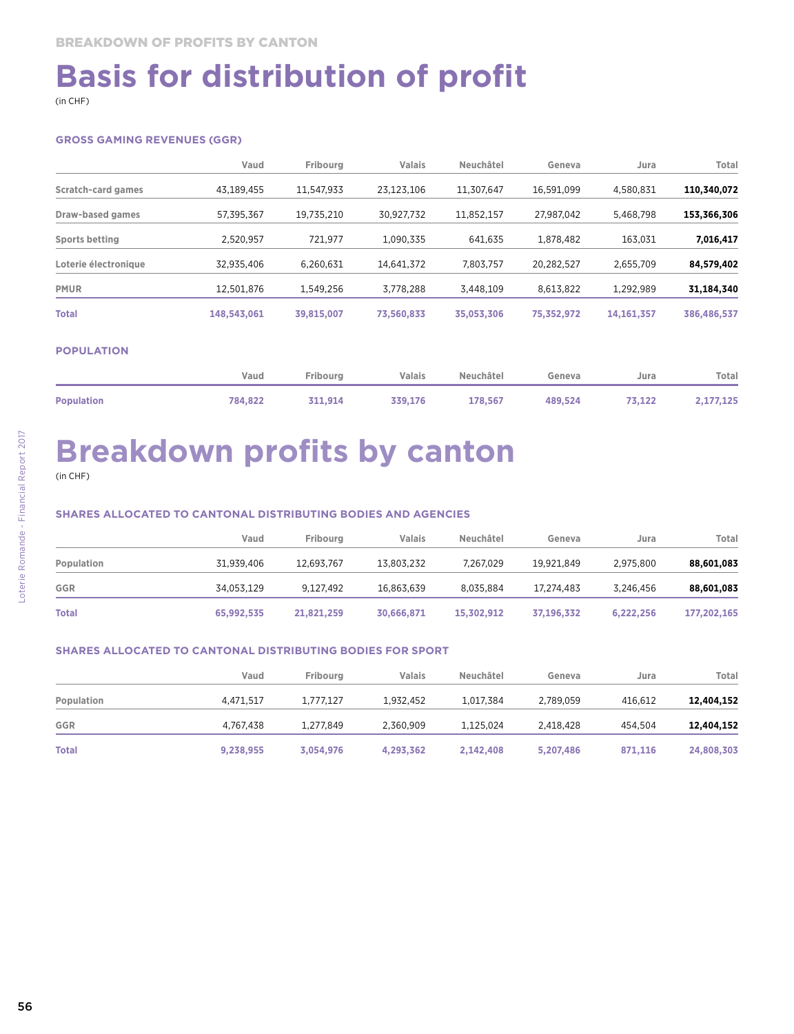BREAKDOWN OF PROFITS BY CANTON

# Basis for distribution of profit

(in CHF)

### GROSS GAMING REVENUES (GGR)

| | Vaud | Fribourg | Valais | Neuchâtel | Geneva | Jura | Total |
|---|---|---|---|---|---|---|---|
| Scratch-card games | 43,189,455 | 11,547,933 | 23,123,106 | 11,307,647 | 16,591,099 | 4,580,831 | **110,340,072** |
| Draw-based games | 57,395,367 | 19,735,210 | 30,927,732 | 11,852,157 | 27,987,042 | 5,468,798 | **153,366,306** |
| Sports betting | 2,520,957 | 721,977 | 1,090,335 | 641,635 | 1,878,482 | 163,031 | **7,016,417** |
| Loterie électronique | 32,935,406 | 6,260,631 | 14,641,372 | 7,803,757 | 20,282,527 | 2,655,709 | **84,579,402** |
| PMUR | 12,501,876 | 1,549,256 | 3,778,288 | 3,448,109 | 8,613,822 | 1,292,989 | **31,184,340** |
| **Total** | **148,543,061** | **39,815,007** | **73,560,833** | **35,053,306** | **75,352,972** | **14,161,357** | **386,486,537** |

### POPULATION

| | Vaud | Fribourg | Valais | Neuchâtel | Geneva | Jura | Total |
|---|---|---|---|---|---|---|---|
| **Population** | **784,822** | **311,914** | **339,176** | **178,567** | **489,524** | **73,122** | **2,177,125** |

# Breakdown profits by canton

(in CHF)

### SHARES ALLOCATED TO CANTONAL DISTRIBUTING BODIES AND AGENCIES

| | Vaud | Fribourg | Valais | Neuchâtel | Geneva | Jura | Total |
|---|---|---|---|---|---|---|---|
| Population | 31,939,406 | 12,693,767 | 13,803,232 | 7,267,029 | 19,921,849 | 2,975,800 | **88,601,083** |
| GGR | 34,053,129 | 9,127,492 | 16,863,639 | 8,035,884 | 17,274,483 | 3,246,456 | **88,601,083** |
| **Total** | **65,992,535** | **21,821,259** | **30,666,871** | **15,302,912** | **37,196,332** | **6,222,256** | **177,202,165** |

### SHARES ALLOCATED TO CANTONAL DISTRIBUTING BODIES FOR SPORT

| | Vaud | Fribourg | Valais | Neuchâtel | Geneva | Jura | Total |
|---|---|---|---|---|---|---|---|
| Population | 4,471,517 | 1,777,127 | 1,932,452 | 1,017,384 | 2,789,059 | 416,612 | **12,404,152** |
| GGR | 4,767,438 | 1,277,849 | 2,360,909 | 1,125,024 | 2,418,428 | 454,504 | **12,404,152** |
| **Total** | **9,238,955** | **3,054,976** | **4,293,362** | **2,142,408** | **5,207,486** | **871,116** | **24,808,303** |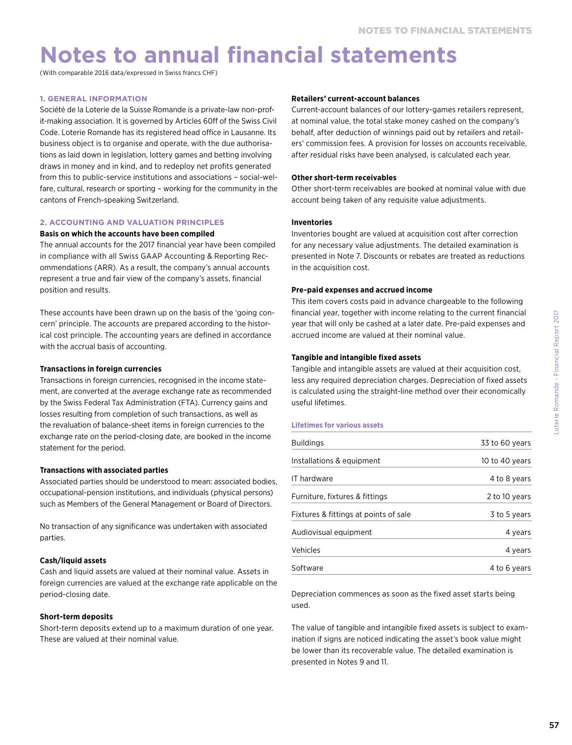# Notes to annual financial statements

(With comparable 2016 data/expressed in Swiss francs CHF)

## 1. GENERAL INFORMATION

Société de la Loterie de la Suisse Romande is a private-law non-profit-making association. It is governed by Articles 60ff of the Swiss Civil Code. Loterie Romande has its registered head office in Lausanne. Its business object is to organise and operate, with the due authorisations as laid down in legislation, lottery games and betting involving draws in money and in kind, and to redeploy net profits generated from this to public-service institutions and associations – social-welfare, cultural, research or sporting – working for the community in the cantons of French-speaking Switzerland.

## 2. ACCOUNTING AND VALUATION PRINCIPLES

### Basis on which the accounts have been compiled

The annual accounts for the 2017 financial year have been compiled in compliance with all Swiss GAAP Accounting & Reporting Recommendations (ARR). As a result, the company's annual accounts represent a true and fair view of the company's assets, financial position and results.

These accounts have been drawn up on the basis of the 'going concern' principle. The accounts are prepared according to the historical cost principle. The accounting years are defined in accordance with the accrual basis of accounting.

### Transactions in foreign currencies

Transactions in foreign currencies, recognised in the income statement, are converted at the average exchange rate as recommended by the Swiss Federal Tax Administration (FTA). Currency gains and losses resulting from completion of such transactions, as well as the revaluation of balance-sheet items in foreign currencies to the exchange rate on the period-closing date, are booked in the income statement for the period.

### Transactions with associated parties

Associated parties should be understood to mean: associated bodies, occupational-pension institutions, and individuals (physical persons) such as Members of the General Management or Board of Directors.

No transaction of any significance was undertaken with associated parties.

### Cash/liquid assets

Cash and liquid assets are valued at their nominal value. Assets in foreign currencies are valued at the exchange rate applicable on the period-closing date.

### Short-term deposits

Short-term deposits extend up to a maximum duration of one year. These are valued at their nominal value.

### Retailers' current-account balances

Current-account balances of our lottery-games retailers represent, at nominal value, the total stake money cashed on the company's behalf, after deduction of winnings paid out by retailers and retailers' commission fees. A provision for losses on accounts receivable, after residual risks have been analysed, is calculated each year.

### Other short-term receivables

Other short-term receivables are booked at nominal value with due account being taken of any requisite value adjustments.

### Inventories

Inventories bought are valued at acquisition cost after correction for any necessary value adjustments. The detailed examination is presented in Note 7. Discounts or rebates are treated as reductions in the acquisition cost.

### Pre-paid expenses and accrued income

This item covers costs paid in advance chargeable to the following financial year, together with income relating to the current financial year that will only be cashed at a later date. Pre-paid expenses and accrued income are valued at their nominal value.

### Tangible and intangible fixed assets

Tangible and intangible assets are valued at their acquisition cost, less any required depreciation charges. Depreciation of fixed assets is calculated using the straight-line method over their economically useful lifetimes.

**Lifetimes for various assets**

| | |
|---|---|
| Buildings | 33 to 60 years |
| Installations & equipment | 10 to 40 years |
| IT hardware | 4 to 8 years |
| Furniture, fixtures & fittings | 2 to 10 years |
| Fixtures & fittings at points of sale | 3 to 5 years |
| Audiovisual equipment | 4 years |
| Vehicles | 4 years |
| Software | 4 to 6 years |

Depreciation commences as soon as the fixed asset starts being used.

The value of tangible and intangible fixed assets is subject to examination if signs are noticed indicating the asset's book value might be lower than its recoverable value. The detailed examination is presented in Notes 9 and 11.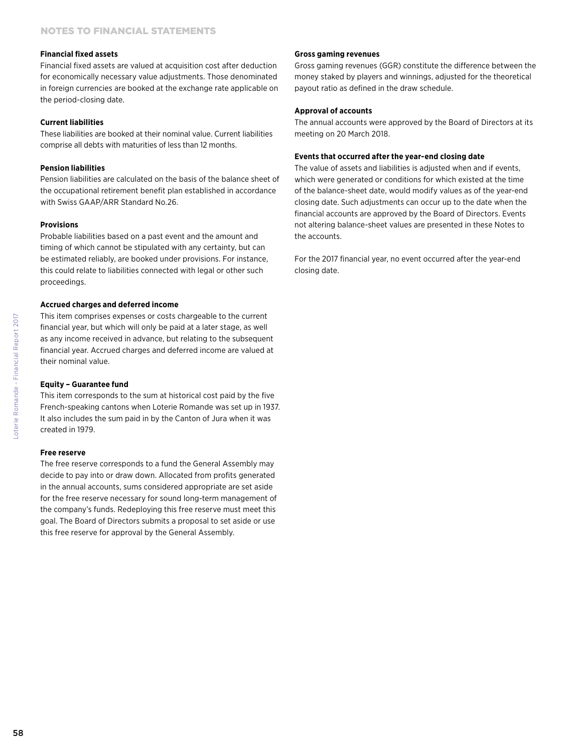#### Financial fixed assets

Financial fixed assets are valued at acquisition cost after deduction for economically necessary value adjustments. Those denominated in foreign currencies are booked at the exchange rate applicable on the period-closing date.

#### Current liabilities

These liabilities are booked at their nominal value. Current liabilities comprise all debts with maturities of less than 12 months.

#### Pension liabilities

Pension liabilities are calculated on the basis of the balance sheet of the occupational retirement benefit plan established in accordance with Swiss GAAP/ARR Standard No.26.

#### Provisions

Probable liabilities based on a past event and the amount and timing of which cannot be stipulated with any certainty, but can be estimated reliably, are booked under provisions. For instance, this could relate to liabilities connected with legal or other such proceedings.

#### Accrued charges and deferred income

This item comprises expenses or costs chargeable to the current financial year, but which will only be paid at a later stage, as well as any income received in advance, but relating to the subsequent financial year. Accrued charges and deferred income are valued at their nominal value.

#### Equity – Guarantee fund

This item corresponds to the sum at historical cost paid by the five French-speaking cantons when Loterie Romande was set up in 1937. It also includes the sum paid in by the Canton of Jura when it was created in 1979.

#### Free reserve

The free reserve corresponds to a fund the General Assembly may decide to pay into or draw down. Allocated from profits generated in the annual accounts, sums considered appropriate are set aside for the free reserve necessary for sound long-term management of the company's funds. Redeploying this free reserve must meet this goal. The Board of Directors submits a proposal to set aside or use this free reserve for approval by the General Assembly.

#### Gross gaming revenues

Gross gaming revenues (GGR) constitute the difference between the money staked by players and winnings, adjusted for the theoretical payout ratio as defined in the draw schedule.

#### Approval of accounts

The annual accounts were approved by the Board of Directors at its meeting on 20 March 2018.

#### Events that occurred after the year-end closing date

The value of assets and liabilities is adjusted when and if events, which were generated or conditions for which existed at the time of the balance-sheet date, would modify values as of the year-end closing date. Such adjustments can occur up to the date when the financial accounts are approved by the Board of Directors. Events not altering balance-sheet values are presented in these Notes to the accounts.

For the 2017 financial year, no event occurred after the year-end closing date.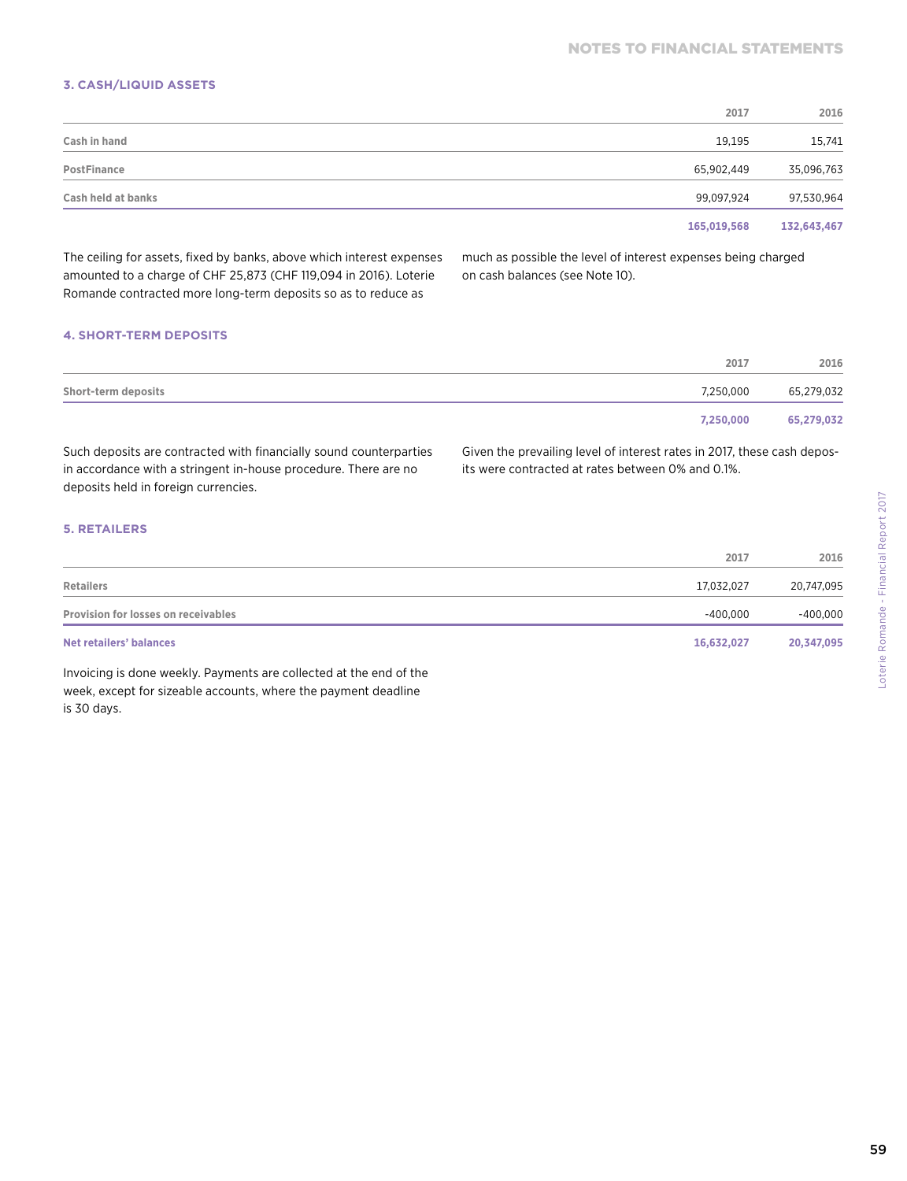### 3. CASH/LIQUID ASSETS

| | 2017 | 2016 |
|---|---|---|
| Cash in hand | 19,195 | 15,741 |
| PostFinance | 65,902,449 | 35,096,763 |
| Cash held at banks | 99,097,924 | 97,530,964 |
| | **165,019,568** | **132,643,467** |

The ceiling for assets, fixed by banks, above which interest expenses amounted to a charge of CHF 25,873 (CHF 119,094 in 2016). Loterie Romande contracted more long-term deposits so as to reduce as much as possible the level of interest expenses being charged on cash balances (see Note 10).

### 4. SHORT-TERM DEPOSITS

| | 2017 | 2016 |
|---|---|---|
| Short-term deposits | 7,250,000 | 65,279,032 |
| | **7,250,000** | **65,279,032** |

Such deposits are contracted with financially sound counterparties in accordance with a stringent in-house procedure. There are no deposits held in foreign currencies.

Given the prevailing level of interest rates in 2017, these cash deposits were contracted at rates between 0% and 0.1%.

### 5. RETAILERS

| | 2017 | 2016 |
|---|---|---|
| Retailers | 17,032,027 | 20,747,095 |
| Provision for losses on receivables | -400,000 | -400,000 |
| **Net retailers' balances** | **16,632,027** | **20,347,095** |

Invoicing is done weekly. Payments are collected at the end of the week, except for sizeable accounts, where the payment deadline is 30 days.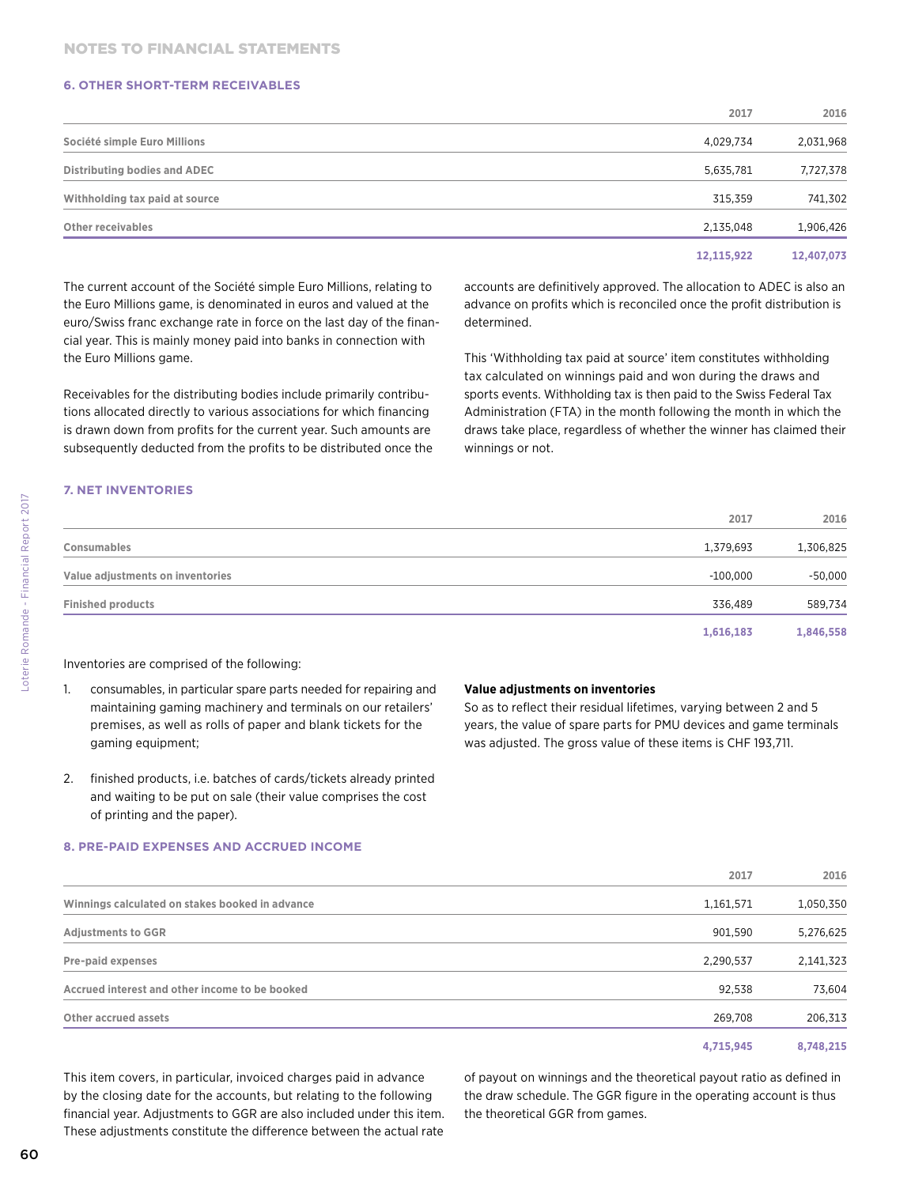# NOTES TO FINANCIAL STATEMENTS

## 6. OTHER SHORT-TERM RECEIVABLES

| | 2017 | 2016 |
|---|---|---|
| Société simple Euro Millions | 4,029,734 | 2,031,968 |
| Distributing bodies and ADEC | 5,635,781 | 7,727,378 |
| Withholding tax paid at source | 315,359 | 741,302 |
| Other receivables | 2,135,048 | 1,906,426 |
| | **12,115,922** | **12,407,073** |

The current account of the Société simple Euro Millions, relating to the Euro Millions game, is denominated in euros and valued at the euro/Swiss franc exchange rate in force on the last day of the financial year. This is mainly money paid into banks in connection with the Euro Millions game.

Receivables for the distributing bodies include primarily contributions allocated directly to various associations for which financing is drawn down from profits for the current year. Such amounts are subsequently deducted from the profits to be distributed once the accounts are definitively approved. The allocation to ADEC is also an advance on profits which is reconciled once the profit distribution is determined.

This 'Withholding tax paid at source' item constitutes withholding tax calculated on winnings paid and won during the draws and sports events. Withholding tax is then paid to the Swiss Federal Tax Administration (FTA) in the month following the month in which the draws take place, regardless of whether the winner has claimed their winnings or not.

## 7. NET INVENTORIES

| | 2017 | 2016 |
|---|---|---|
| Consumables | 1,379,693 | 1,306,825 |
| Value adjustments on inventories | -100,000 | -50,000 |
| Finished products | 336,489 | 589,734 |
| | **1,616,183** | **1,846,558** |

Inventories are comprised of the following:

1. consumables, in particular spare parts needed for repairing and maintaining gaming machinery and terminals on our retailers' premises, as well as rolls of paper and blank tickets for the gaming equipment;
2. finished products, i.e. batches of cards/tickets already printed and waiting to be put on sale (their value comprises the cost of printing and the paper).

**Value adjustments on inventories**
So as to reflect their residual lifetimes, varying between 2 and 5 years, the value of spare parts for PMU devices and game terminals was adjusted. The gross value of these items is CHF 193,711.

## 8. PRE-PAID EXPENSES AND ACCRUED INCOME

| | 2017 | 2016 |
|---|---|---|
| Winnings calculated on stakes booked in advance | 1,161,571 | 1,050,350 |
| Adjustments to GGR | 901,590 | 5,276,625 |
| Pre-paid expenses | 2,290,537 | 2,141,323 |
| Accrued interest and other income to be booked | 92,538 | 73,604 |
| Other accrued assets | 269,708 | 206,313 |
| | **4,715,945** | **8,748,215** |

This item covers, in particular, invoiced charges paid in advance by the closing date for the accounts, but relating to the following financial year. Adjustments to GGR are also included under this item. These adjustments constitute the difference between the actual rate of payout on winnings and the theoretical payout ratio as defined in the draw schedule. The GGR figure in the operating account is thus the theoretical GGR from games.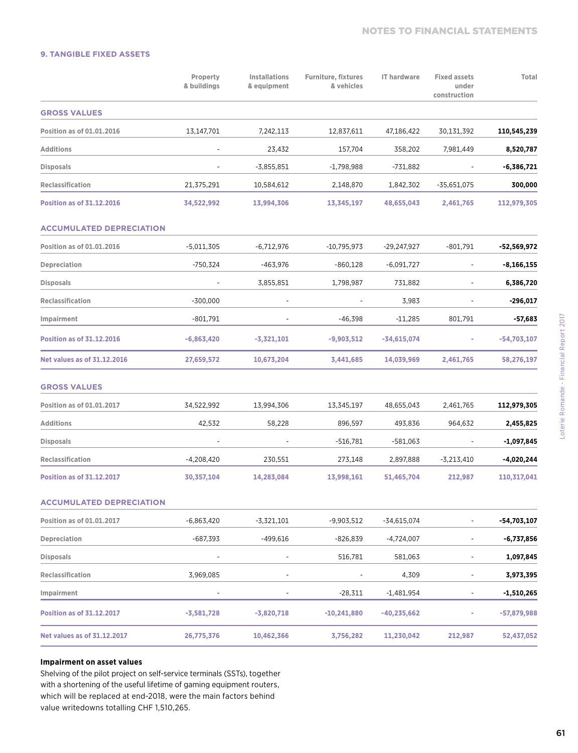## 9. TANGIBLE FIXED ASSETS

| | Property & buildings | Installations & equipment | Furniture, fixtures & vehicles | IT hardware | Fixed assets under construction | Total |
|---|---|---|---|---|---|---|
| **GROSS VALUES** | | | | | | |
| Position as of 01.01.2016 | 13,147,701 | 7,242,113 | 12,837,611 | 47,186,422 | 30,131,392 | **110,545,239** |
| Additions | - | 23,432 | 157,704 | 358,202 | 7,981,449 | **8,520,787** |
| Disposals | - | -3,855,851 | -1,798,988 | -731,882 | - | **-6,386,721** |
| Reclassification | 21,375,291 | 10,584,612 | 2,148,870 | 1,842,302 | -35,651,075 | **300,000** |
| **Position as of 31.12.2016** | **34,522,992** | **13,994,306** | **13,345,197** | **48,655,043** | **2,461,765** | **112,979,305** |
| **ACCUMULATED DEPRECIATION** | | | | | | |
| Position as of 01.01.2016 | -5,011,305 | -6,712,976 | -10,795,973 | -29,247,927 | -801,791 | **-52,569,972** |
| Depreciation | -750,324 | -463,976 | -860,128 | -6,091,727 | - | **-8,166,155** |
| Disposals | - | 3,855,851 | 1,798,987 | 731,882 | - | **6,386,720** |
| Reclassification | -300,000 | - | - | 3,983 | - | **-296,017** |
| Impairment | -801,791 | - | -46,398 | -11,285 | 801,791 | **-57,683** |
| **Position as of 31.12.2016** | **-6,863,420** | **-3,321,101** | **-9,903,512** | **-34,615,074** | **-** | **-54,703,107** |
| **Net values as of 31.12.2016** | **27,659,572** | **10,673,204** | **3,441,685** | **14,039,969** | **2,461,765** | **58,276,197** |
| **GROSS VALUES** | | | | | | |
| Position as of 01.01.2017 | 34,522,992 | 13,994,306 | 13,345,197 | 48,655,043 | 2,461,765 | **112,979,305** |
| Additions | 42,532 | 58,228 | 896,597 | 493,836 | 964,632 | **2,455,825** |
| Disposals | - | - | -516,781 | -581,063 | - | **-1,097,845** |
| Reclassification | -4,208,420 | 230,551 | 273,148 | 2,897,888 | -3,213,410 | **-4,020,244** |
| **Position as of 31.12.2017** | **30,357,104** | **14,283,084** | **13,998,161** | **51,465,704** | **212,987** | **110,317,041** |
| **ACCUMULATED DEPRECIATION** | | | | | | |
| Position as of 01.01.2017 | -6,863,420 | -3,321,101 | -9,903,512 | -34,615,074 | - | **-54,703,107** |
| Depreciation | -687,393 | -499,616 | -826,839 | -4,724,007 | - | **-6,737,856** |
| Disposals | - | - | 516,781 | 581,063 | - | **1,097,845** |
| Reclassification | 3,969,085 | - | - | 4,309 | - | **3,973,395** |
| Impairment | - | - | -28,311 | -1,481,954 | - | **-1,510,265** |
| **Position as of 31.12.2017** | **-3,581,728** | **-3,820,718** | **-10,241,880** | **-40,235,662** | **-** | **-57,879,988** |
| **Net values as of 31.12.2017** | **26,775,376** | **10,462,366** | **3,756,282** | **11,230,042** | **212,987** | **52,437,052** |

**Impairment on asset values**

Shelving of the pilot project on self-service terminals (SSTs), together with a shortening of the useful lifetime of gaming equipment routers, which will be replaced at end-2018, were the main factors behind value writedowns totalling CHF 1,510,265.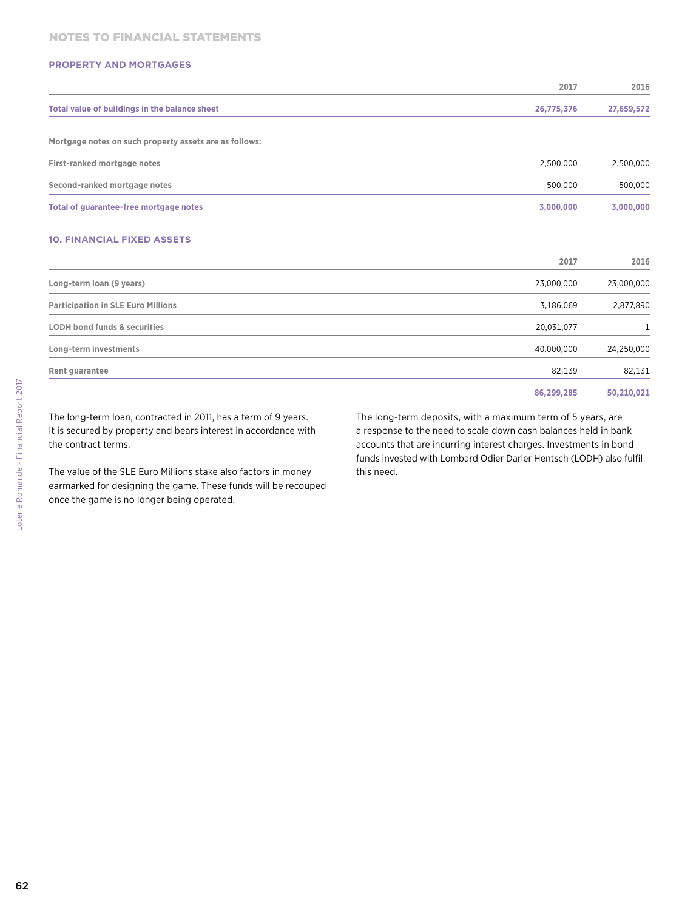## NOTES TO FINANCIAL STATEMENTS

### PROPERTY AND MORTGAGES

| | 2017 | 2016 |
|---|---|---|
| **Total value of buildings in the balance sheet** | **26,775,376** | **27,659,572** |

| Mortgage notes on such property assets are as follows: | | |
|---|---|---|
| First-ranked mortgage notes | 2,500,000 | 2,500,000 |
| Second-ranked mortgage notes | 500,000 | 500,000 |
| **Total of guarantee-free mortgage notes** | **3,000,000** | **3,000,000** |

### 10. FINANCIAL FIXED ASSETS

| | 2017 | 2016 |
|---|---|---|
| Long-term loan (9 years) | 23,000,000 | 23,000,000 |
| Participation in SLE Euro Millions | 3,186,069 | 2,877,890 |
| LODH bond funds & securities | 20,031,077 | 1 |
| Long-term investments | 40,000,000 | 24,250,000 |
| Rent guarantee | 82,139 | 82,131 |
| | **86,299,285** | **50,210,021** |

The long-term loan, contracted in 2011, has a term of 9 years. It is secured by property and bears interest in accordance with the contract terms.

The value of the SLE Euro Millions stake also factors in money earmarked for designing the game. These funds will be recouped once the game is no longer being operated.

The long-term deposits, with a maximum term of 5 years, are a response to the need to scale down cash balances held in bank accounts that are incurring interest charges. Investments in bond funds invested with Lombard Odier Darier Hentsch (LODH) also fulfil this need.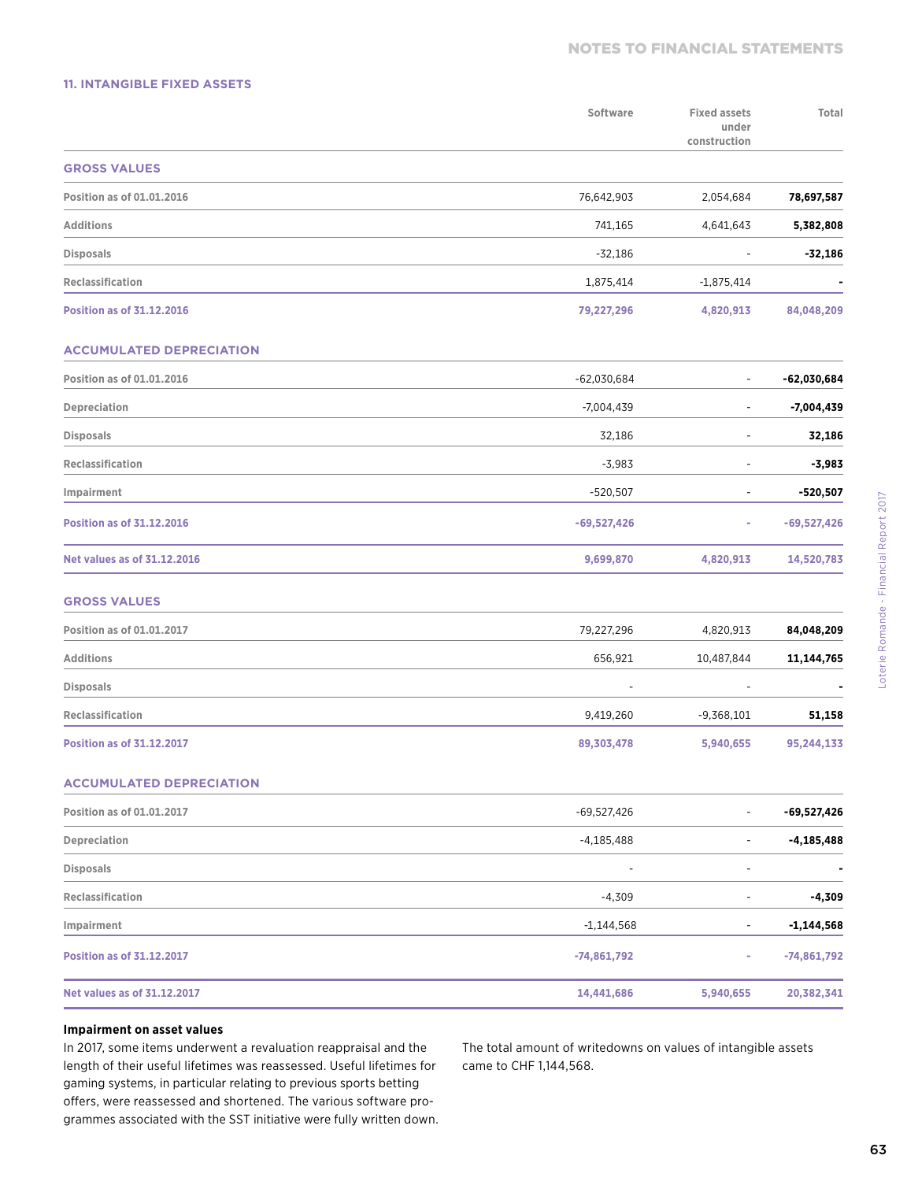### 11. INTANGIBLE FIXED ASSETS

| | Software | Fixed assets under construction | Total |
|---|---|---|---|
| **GROSS VALUES** | | | |
| Position as of 01.01.2016 | 76,642,903 | 2,054,684 | **78,697,587** |
| Additions | 741,165 | 4,641,643 | **5,382,808** |
| Disposals | -32,186 | - | **-32,186** |
| Reclassification | 1,875,414 | -1,875,414 | **-** |
| **Position as of 31.12.2016** | **79,227,296** | **4,820,913** | **84,048,209** |
| **ACCUMULATED DEPRECIATION** | | | |
| Position as of 01.01.2016 | -62,030,684 | - | **-62,030,684** |
| Depreciation | -7,004,439 | - | **-7,004,439** |
| Disposals | 32,186 | - | **32,186** |
| Reclassification | -3,983 | - | **-3,983** |
| Impairment | -520,507 | - | **-520,507** |
| **Position as of 31.12.2016** | **-69,527,426** | **-** | **-69,527,426** |
| **Net values as of 31.12.2016** | **9,699,870** | **4,820,913** | **14,520,783** |
| **GROSS VALUES** | | | |
| Position as of 01.01.2017 | 79,227,296 | 4,820,913 | **84,048,209** |
| Additions | 656,921 | 10,487,844 | **11,144,765** |
| Disposals | - | - | **-** |
| Reclassification | 9,419,260 | -9,368,101 | **51,158** |
| **Position as of 31.12.2017** | **89,303,478** | **5,940,655** | **95,244,133** |
| **ACCUMULATED DEPRECIATION** | | | |
| Position as of 01.01.2017 | -69,527,426 | - | **-69,527,426** |
| Depreciation | -4,185,488 | - | **-4,185,488** |
| Disposals | - | - | **-** |
| Reclassification | -4,309 | - | **-4,309** |
| Impairment | -1,144,568 | - | **-1,144,568** |
| **Position as of 31.12.2017** | **-74,861,792** | **-** | **-74,861,792** |
| **Net values as of 31.12.2017** | **14,441,686** | **5,940,655** | **20,382,341** |

**Impairment on asset values**

In 2017, some items underwent a revaluation reappraisal and the length of their useful lifetimes was reassessed. Useful lifetimes for gaming systems, in particular relating to previous sports betting offers, were reassessed and shortened. The various software programmes associated with the SST initiative were fully written down.

The total amount of writedowns on values of intangible assets came to CHF 1,144,568.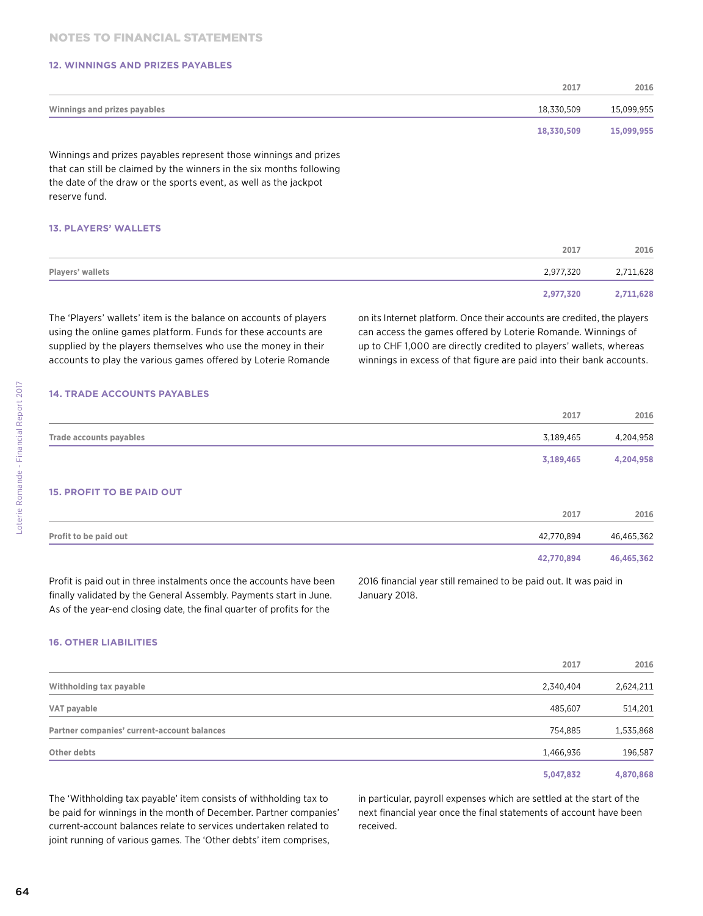## NOTES TO FINANCIAL STATEMENTS

### 12. WINNINGS AND PRIZES PAYABLES

| | 2017 | 2016 |
|---|---|---|
| Winnings and prizes payables | 18,330,509 | 15,099,955 |
| | **18,330,509** | **15,099,955** |

Winnings and prizes payables represent those winnings and prizes that can still be claimed by the winners in the six months following the date of the draw or the sports event, as well as the jackpot reserve fund.

### 13. PLAYERS' WALLETS

| | 2017 | 2016 |
|---|---|---|
| Players' wallets | 2,977,320 | 2,711,628 |
| | **2,977,320** | **2,711,628** |

The 'Players' wallets' item is the balance on accounts of players using the online games platform. Funds for these accounts are supplied by the players themselves who use the money in their accounts to play the various games offered by Loterie Romande on its Internet platform. Once their accounts are credited, the players can access the games offered by Loterie Romande. Winnings of up to CHF 1,000 are directly credited to players' wallets, whereas winnings in excess of that figure are paid into their bank accounts.

### 14. TRADE ACCOUNTS PAYABLES

| | 2017 | 2016 |
|---|---|---|
| Trade accounts payables | 3,189,465 | 4,204,958 |
| | **3,189,465** | **4,204,958** |

### 15. PROFIT TO BE PAID OUT

| | 2017 | 2016 |
|---|---|---|
| Profit to be paid out | 42,770,894 | 46,465,362 |
| | **42,770,894** | **46,465,362** |

Profit is paid out in three instalments once the accounts have been finally validated by the General Assembly. Payments start in June. As of the year-end closing date, the final quarter of profits for the 2016 financial year still remained to be paid out. It was paid in January 2018.

### 16. OTHER LIABILITIES

| | 2017 | 2016 |
|---|---|---|
| Withholding tax payable | 2,340,404 | 2,624,211 |
| VAT payable | 485,607 | 514,201 |
| Partner companies' current-account balances | 754,885 | 1,535,868 |
| Other debts | 1,466,936 | 196,587 |
| | **5,047,832** | **4,870,868** |

The 'Withholding tax payable' item consists of withholding tax to be paid for winnings in the month of December. Partner companies' current-account balances relate to services undertaken related to joint running of various games. The 'Other debts' item comprises, in particular, payroll expenses which are settled at the start of the next financial year once the final statements of account have been received.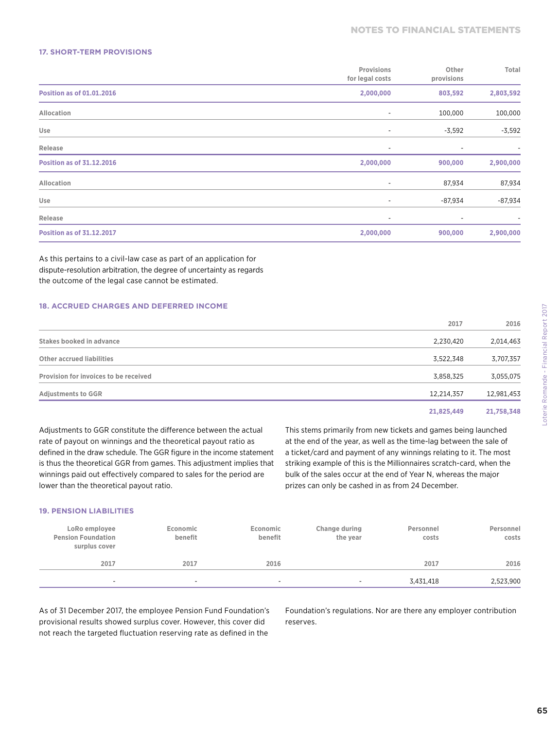### 17. SHORT-TERM PROVISIONS

| | Provisions for legal costs | Other provisions | Total |
|---|---|---|---|
| **Position as of 01.01.2016** | **2,000,000** | **803,592** | **2,803,592** |
| Allocation | - | 100,000 | 100,000 |
| Use | - | -3,592 | -3,592 |
| Release | - | - | - |
| **Position as of 31.12.2016** | **2,000,000** | **900,000** | **2,900,000** |
| Allocation | - | 87,934 | 87,934 |
| Use | - | -87,934 | -87,934 |
| Release | - | - | - |
| **Position as of 31.12.2017** | **2,000,000** | **900,000** | **2,900,000** |

As this pertains to a civil-law case as part of an application for dispute-resolution arbitration, the degree of uncertainty as regards the outcome of the legal case cannot be estimated.

### 18. ACCRUED CHARGES AND DEFERRED INCOME

| | 2017 | 2016 |
|---|---|---|
| Stakes booked in advance | 2,230,420 | 2,014,463 |
| Other accrued liabilities | 3,522,348 | 3,707,357 |
| Provision for invoices to be received | 3,858,325 | 3,055,075 |
| Adjustments to GGR | 12,214,357 | 12,981,453 |
| | **21,825,449** | **21,758,348** |

Adjustments to GGR constitute the difference between the actual rate of payout on winnings and the theoretical payout ratio as defined in the draw schedule. The GGR figure in the income statement is thus the theoretical GGR from games. This adjustment implies that winnings paid out effectively compared to sales for the period are lower than the theoretical payout ratio.

This stems primarily from new tickets and games being launched at the end of the year, as well as the time-lag between the sale of a ticket/card and payment of any winnings relating to it. The most striking example of this is the Millionnaires scratch-card, when the bulk of the sales occur at the end of Year N, whereas the major prizes can only be cashed in as from 24 December.

### 19. PENSION LIABILITIES

| LoRo employee Pension Foundation surplus cover | Economic benefit | Economic benefit | Change during the year | Personnel costs | Personnel costs |
|---|---|---|---|---|---|
| 2017 | 2017 | 2016 | | 2017 | 2016 |
| - | - | - | - | 3,431,418 | 2,523,900 |

As of 31 December 2017, the employee Pension Fund Foundation's provisional results showed surplus cover. However, this cover did not reach the targeted fluctuation reserving rate as defined in the Foundation's regulations. Nor are there any employer contribution reserves.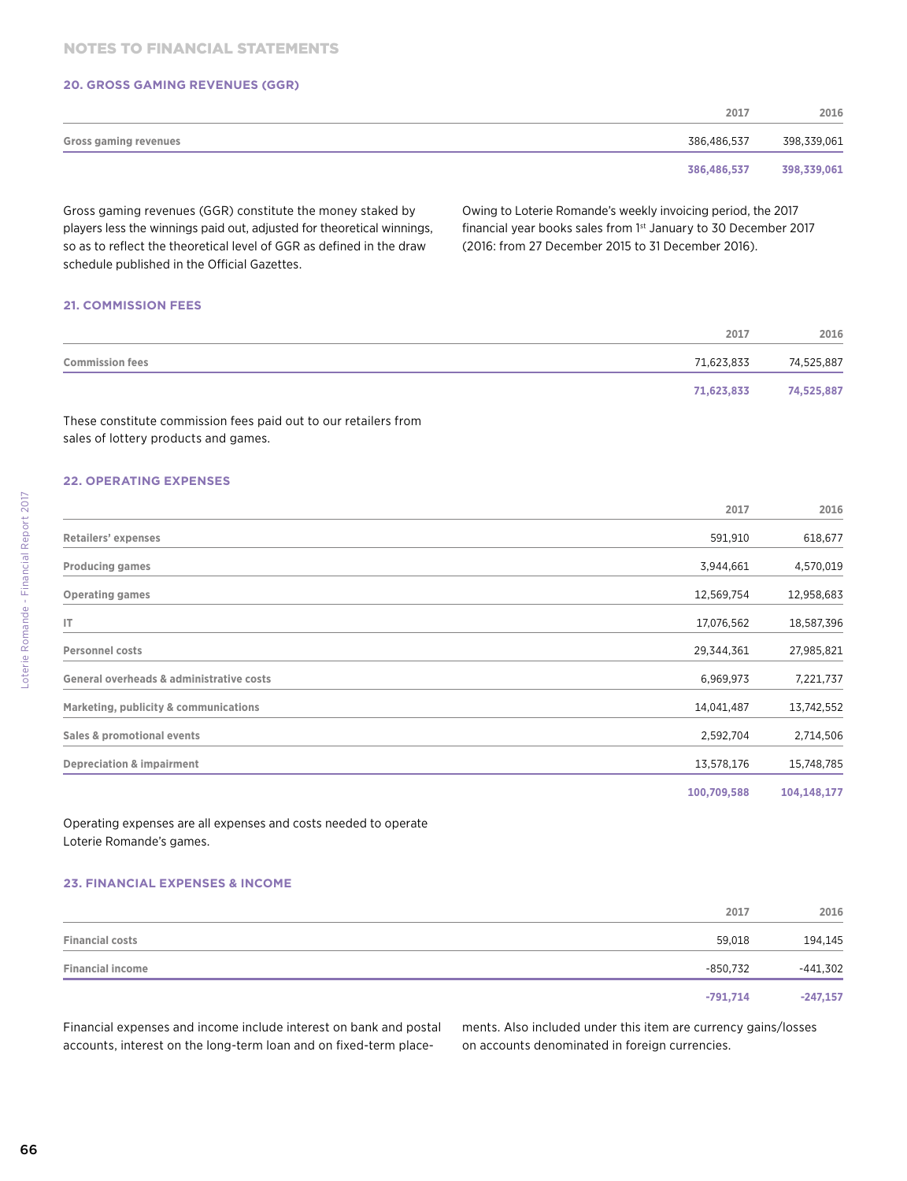# NOTES TO FINANCIAL STATEMENTS

## 20. GROSS GAMING REVENUES (GGR)

| | 2017 | 2016 |
|---|---|---|
| Gross gaming revenues | 386,486,537 | 398,339,061 |
| | **386,486,537** | **398,339,061** |

Gross gaming revenues (GGR) constitute the money staked by players less the winnings paid out, adjusted for theoretical winnings, so as to reflect the theoretical level of GGR as defined in the draw schedule published in the Official Gazettes.

Owing to Loterie Romande's weekly invoicing period, the 2017 financial year books sales from 1st January to 30 December 2017 (2016: from 27 December 2015 to 31 December 2016).

## 21. COMMISSION FEES

| | 2017 | 2016 |
|---|---|---|
| Commission fees | 71,623,833 | 74,525,887 |
| | **71,623,833** | **74,525,887** |

These constitute commission fees paid out to our retailers from sales of lottery products and games.

## 22. OPERATING EXPENSES

| | 2017 | 2016 |
|---|---|---|
| Retailers' expenses | 591,910 | 618,677 |
| Producing games | 3,944,661 | 4,570,019 |
| Operating games | 12,569,754 | 12,958,683 |
| IT | 17,076,562 | 18,587,396 |
| Personnel costs | 29,344,361 | 27,985,821 |
| General overheads & administrative costs | 6,969,973 | 7,221,737 |
| Marketing, publicity & communications | 14,041,487 | 13,742,552 |
| Sales & promotional events | 2,592,704 | 2,714,506 |
| Depreciation & impairment | 13,578,176 | 15,748,785 |
| | **100,709,588** | **104,148,177** |

Operating expenses are all expenses and costs needed to operate Loterie Romande's games.

## 23. FINANCIAL EXPENSES & INCOME

| | 2017 | 2016 |
|---|---|---|
| Financial costs | 59,018 | 194,145 |
| Financial income | -850,732 | -441,302 |
| | **-791,714** | **-247,157** |

Financial expenses and income include interest on bank and postal accounts, interest on the long-term loan and on fixed-term placements. Also included under this item are currency gains/losses on accounts denominated in foreign currencies.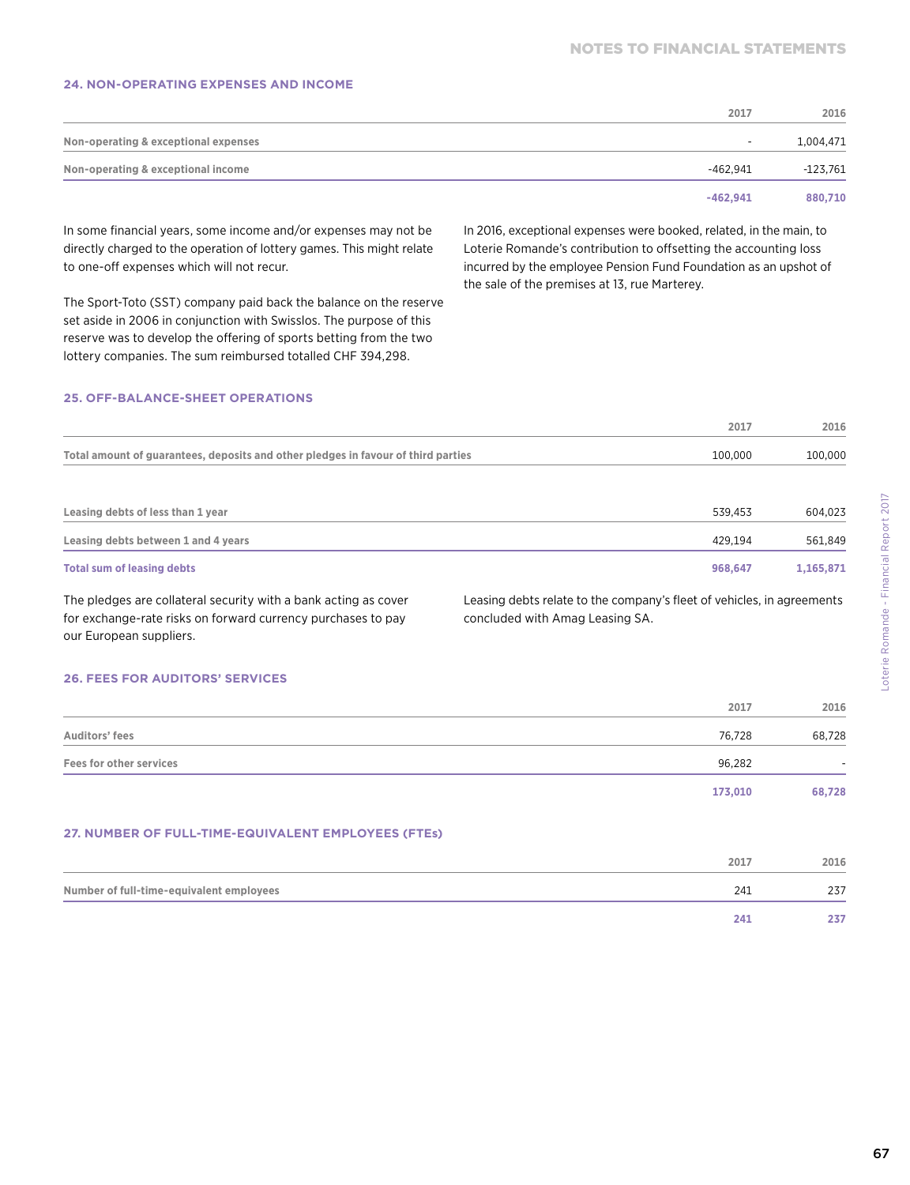### 24. NON-OPERATING EXPENSES AND INCOME

| | 2017 | 2016 |
|---|---|---|
| Non-operating & exceptional expenses | - | 1,004,471 |
| Non-operating & exceptional income | -462,941 | -123,761 |
| | **-462,941** | **880,710** |

In some financial years, some income and/or expenses may not be directly charged to the operation of lottery games. This might relate to one-off expenses which will not recur.

The Sport-Toto (SST) company paid back the balance on the reserve set aside in 2006 in conjunction with Swisslos. The purpose of this reserve was to develop the offering of sports betting from the two lottery companies. The sum reimbursed totalled CHF 394,298.

In 2016, exceptional expenses were booked, related, in the main, to Loterie Romande's contribution to offsetting the accounting loss incurred by the employee Pension Fund Foundation as an upshot of the sale of the premises at 13, rue Marterey.

### 25. OFF-BALANCE-SHEET OPERATIONS

| | 2017 | 2016 |
|---|---|---|
| Total amount of guarantees, deposits and other pledges in favour of third parties | 100,000 | 100,000 |

| | 2017 | 2016 |
|---|---|---|
| Leasing debts of less than 1 year | 539,453 | 604,023 |
| Leasing debts between 1 and 4 years | 429,194 | 561,849 |
| **Total sum of leasing debts** | **968,647** | **1,165,871** |

The pledges are collateral security with a bank acting as cover for exchange-rate risks on forward currency purchases to pay our European suppliers.

Leasing debts relate to the company's fleet of vehicles, in agreements concluded with Amag Leasing SA.

### 26. FEES FOR AUDITORS' SERVICES

| | 2017 | 2016 |
|---|---|---|
| Auditors' fees | 76,728 | 68,728 |
| Fees for other services | 96,282 | - |
| | **173,010** | **68,728** |

### 27. NUMBER OF FULL-TIME-EQUIVALENT EMPLOYEES (FTEs)

| | 2017 | 2016 |
|---|---|---|
| Number of full-time-equivalent employees | 241 | 237 |
| | **241** | **237** |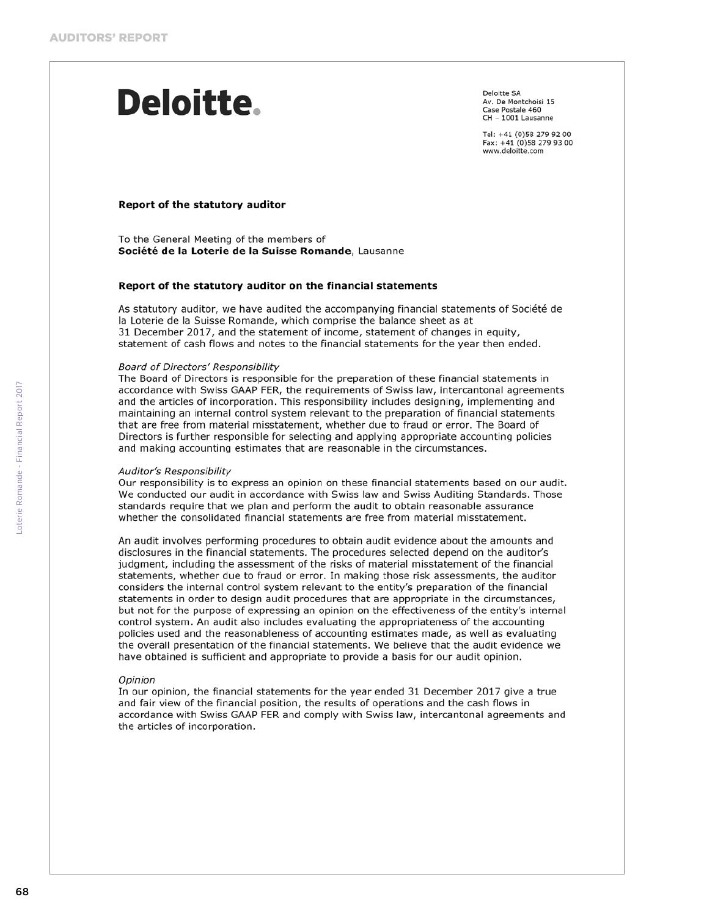# AUDITORS' REPORT

**Deloitte.**

Deloitte SA
Av. De Montchoisi 15
Case Postale 460
CH – 1001 Lausanne

Tel: +41 (0)58 279 92 00
Fax: +41 (0)58 279 93 00
www.deloitte.com

## Report of the statutory auditor

To the General Meeting of the members of
**Société de la Loterie de la Suisse Romande**, Lausanne

### Report of the statutory auditor on the financial statements

As statutory auditor, we have audited the accompanying financial statements of Société de la Loterie de la Suisse Romande, which comprise the balance sheet as at 31 December 2017, and the statement of income, statement of changes in equity, statement of cash flows and notes to the financial statements for the year then ended.

*Board of Directors' Responsibility*
The Board of Directors is responsible for the preparation of these financial statements in accordance with Swiss GAAP FER, the requirements of Swiss law, intercantonal agreements and the articles of incorporation. This responsibility includes designing, implementing and maintaining an internal control system relevant to the preparation of financial statements that are free from material misstatement, whether due to fraud or error. The Board of Directors is further responsible for selecting and applying appropriate accounting policies and making accounting estimates that are reasonable in the circumstances.

*Auditor's Responsibility*
Our responsibility is to express an opinion on these financial statements based on our audit. We conducted our audit in accordance with Swiss law and Swiss Auditing Standards. Those standards require that we plan and perform the audit to obtain reasonable assurance whether the consolidated financial statements are free from material misstatement.

An audit involves performing procedures to obtain audit evidence about the amounts and disclosures in the financial statements. The procedures selected depend on the auditor's judgment, including the assessment of the risks of material misstatement of the financial statements, whether due to fraud or error. In making those risk assessments, the auditor considers the internal control system relevant to the entity's preparation of the financial statements in order to design audit procedures that are appropriate in the circumstances, but not for the purpose of expressing an opinion on the effectiveness of the entity's internal control system. An audit also includes evaluating the appropriateness of the accounting policies used and the reasonableness of accounting estimates made, as well as evaluating the overall presentation of the financial statements. We believe that the audit evidence we have obtained is sufficient and appropriate to provide a basis for our audit opinion.

*Opinion*
In our opinion, the financial statements for the year ended 31 December 2017 give a true and fair view of the financial position, the results of operations and the cash flows in accordance with Swiss GAAP FER and comply with Swiss law, intercantonal agreements and the articles of incorporation.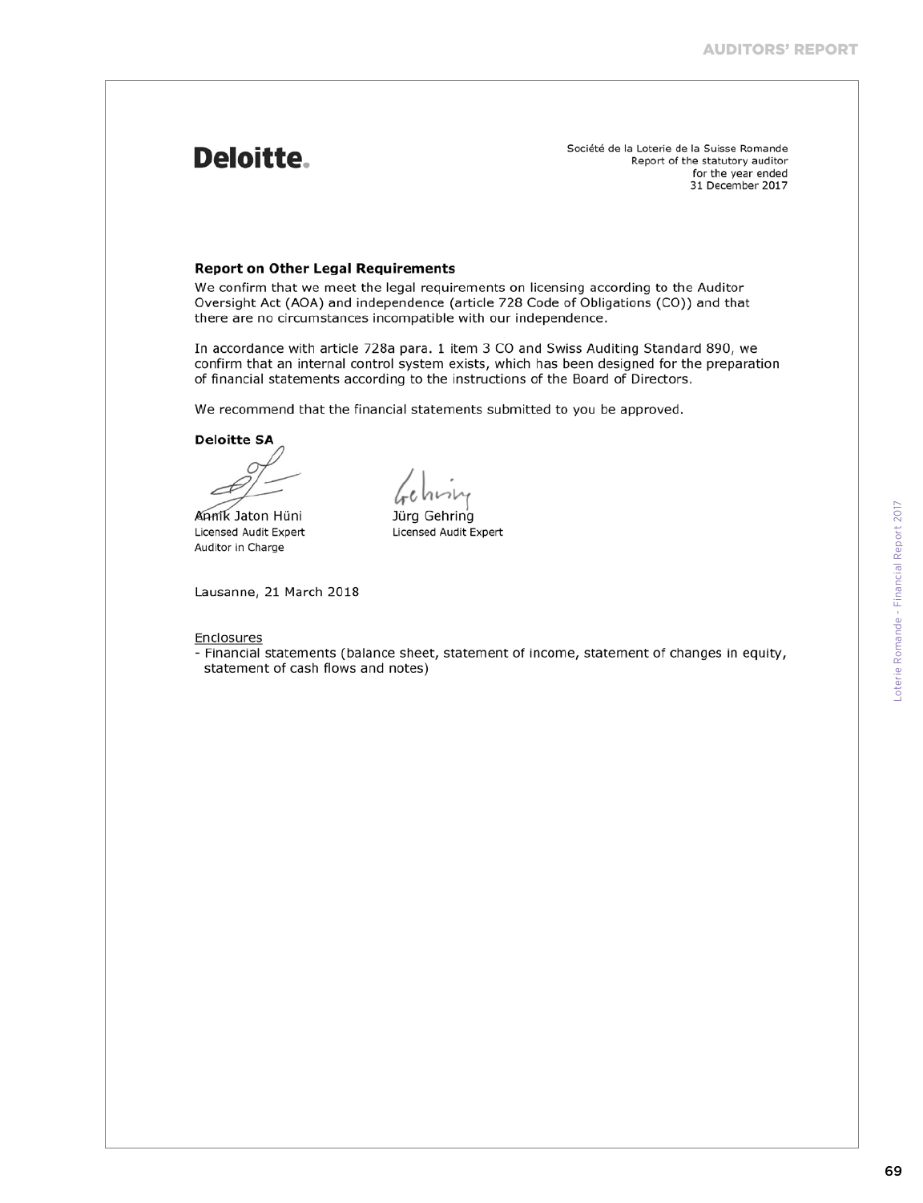Deloitte.

Société de la Loterie de la Suisse Romande
Report of the statutory auditor
for the year ended
31 December 2017

## Report on Other Legal Requirements

We confirm that we meet the legal requirements on licensing according to the Auditor Oversight Act (AOA) and independence (article 728 Code of Obligations (CO)) and that there are no circumstances incompatible with our independence.

In accordance with article 728a para. 1 item 3 CO and Swiss Auditing Standard 890, we confirm that an internal control system exists, which has been designed for the preparation of financial statements according to the instructions of the Board of Directors.

We recommend that the financial statements submitted to you be approved.

**Deloitte SA**

Annik Jaton Hüni
Licensed Audit Expert
Auditor in Charge

Jürg Gehring
Licensed Audit Expert

Lausanne, 21 March 2018

Enclosures
- Financial statements (balance sheet, statement of income, statement of changes in equity, statement of cash flows and notes)